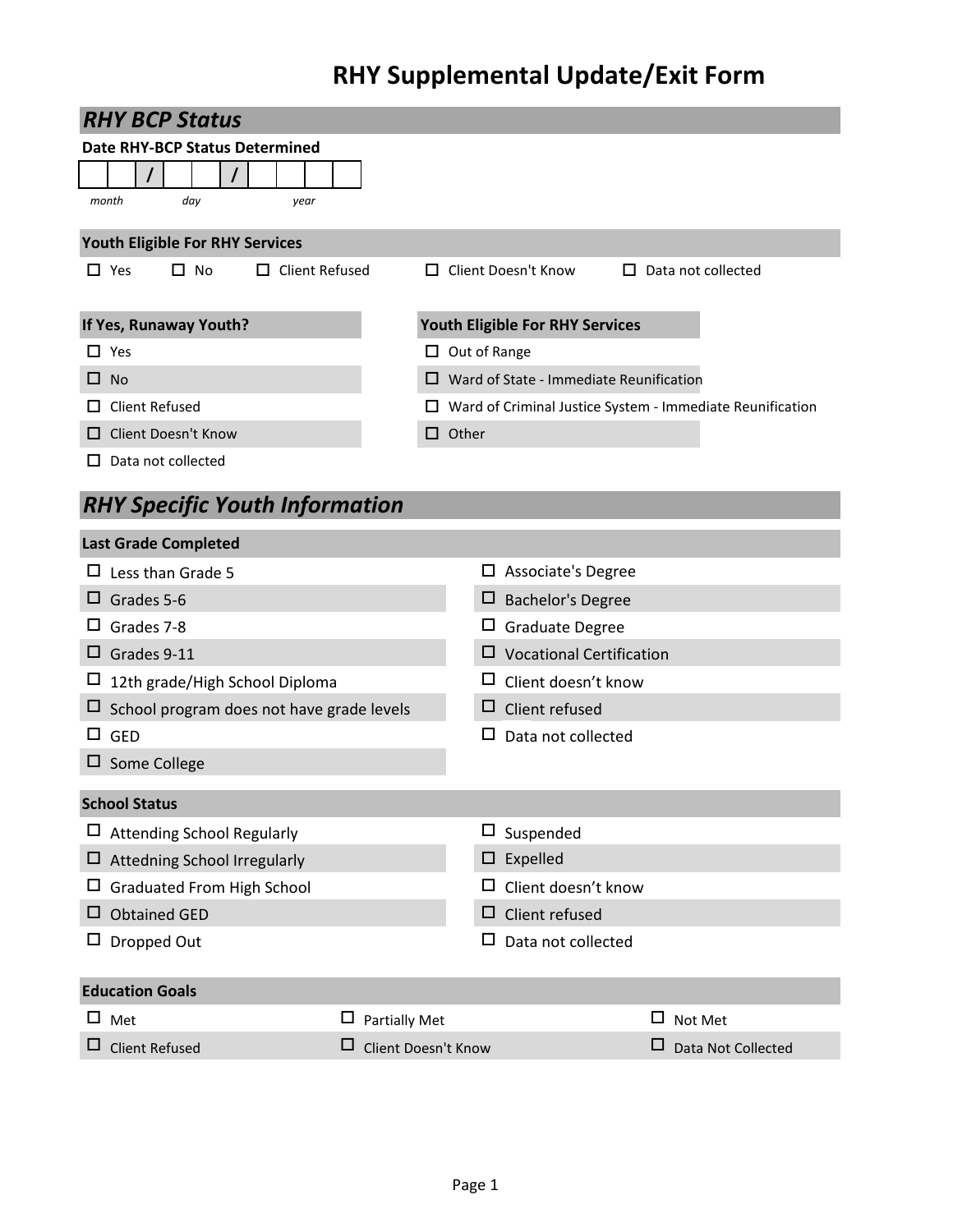# RHY Supplemental Update/Exit Form

## *RHY BCP Status*

**Date RHY-BCP Status Determined**

| | | / | | | / | | | | |
|---|---|---|---|---|---|---|---|---|---|

*month* *day* *year*

### Youth Eligible For RHY Services

- ☐ Yes
- ☐ No
- ☐ Client Refused
- ☐ Client Doesn't Know
- ☐ Data not collected

### If Yes, Runaway Youth?

- ☐ Yes
- ☐ No
- ☐ Client Refused
- ☐ Client Doesn't Know
- ☐ Data not collected

### Youth Eligible For RHY Services

- ☐ Out of Range
- ☐ Ward of State - Immediate Reunification
- ☐ Ward of Criminal Justice System - Immediate Reunification
- ☐ Other

## *RHY Specific Youth Information*

### Last Grade Completed

- ☐ Less than Grade 5
- ☐ Grades 5-6
- ☐ Grades 7-8
- ☐ Grades 9-11
- ☐ 12th grade/High School Diploma
- ☐ School program does not have grade levels
- ☐ GED
- ☐ Some College
- ☐ Associate's Degree
- ☐ Bachelor's Degree
- ☐ Graduate Degree
- ☐ Vocational Certification
- ☐ Client doesn't know
- ☐ Client refused
- ☐ Data not collected

### School Status

- ☐ Attending School Regularly
- ☐ Attedning School Irregularly
- ☐ Graduated From High School
- ☐ Obtained GED
- ☐ Dropped Out
- ☐ Suspended
- ☐ Expelled
- ☐ Client doesn't know
- ☐ Client refused
- ☐ Data not collected

### Education Goals

- ☐ Met
- ☐ Partially Met
- ☐ Not Met
- ☐ Client Refused
- ☐ Client Doesn't Know
- ☐ Data Not Collected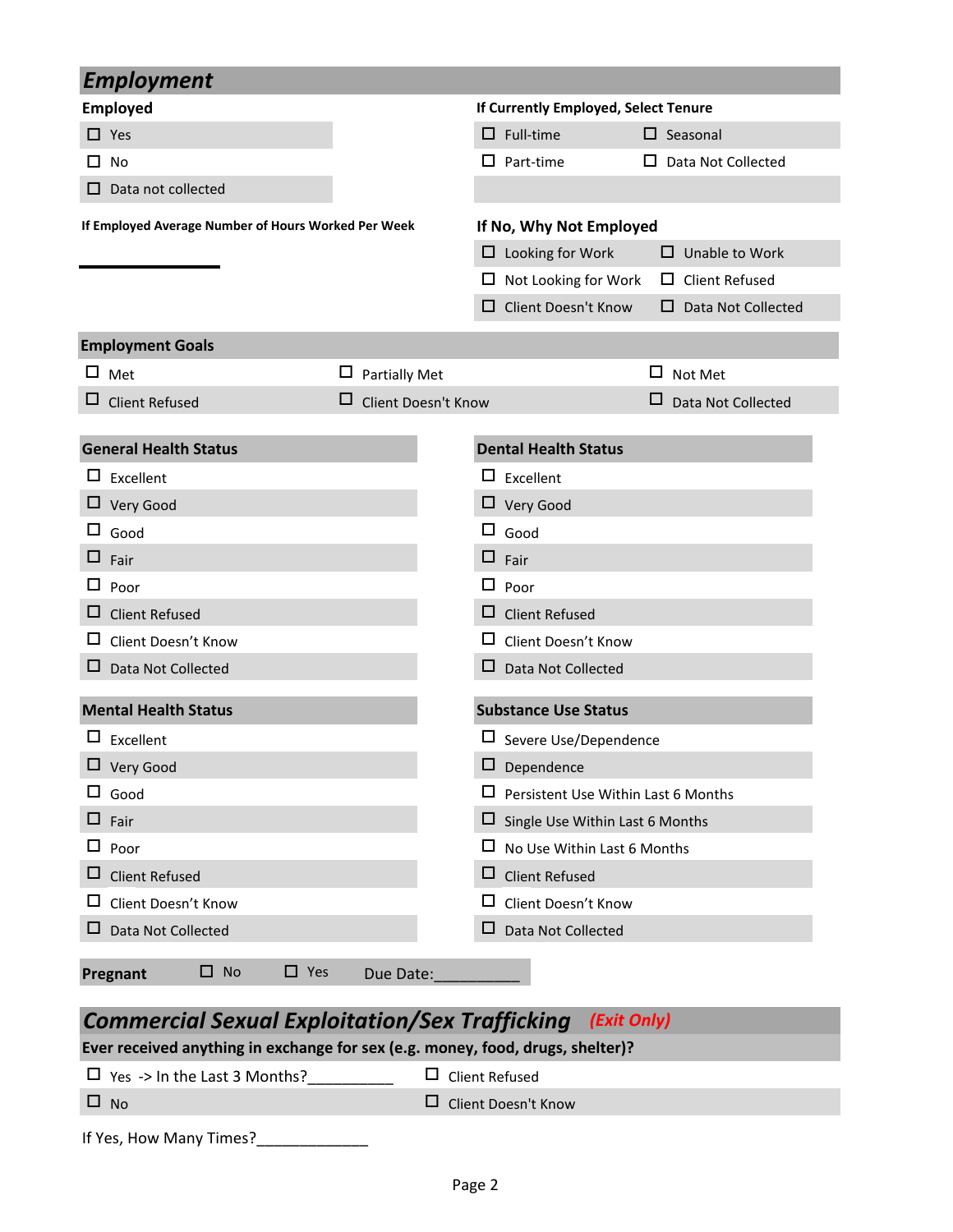## *Employment*

**Employed**

- ☐ Yes
- ☐ No
- ☐ Data not collected

**If Currently Employed, Select Tenure**

- ☐ Full-time
- ☐ Seasonal
- ☐ Part-time
- ☐ Data Not Collected

**If Employed Average Number of Hours Worked Per Week**

\_\_\_\_\_\_\_\_\_\_\_\_

**If No, Why Not Employed**

- ☐ Looking for Work
- ☐ Unable to Work
- ☐ Not Looking for Work
- ☐ Client Refused
- ☐ Client Doesn't Know
- ☐ Data Not Collected

### Employment Goals

- ☐ Met
- ☐ Partially Met
- ☐ Not Met
- ☐ Client Refused
- ☐ Client Doesn't Know
- ☐ Data Not Collected

### General Health Status

- ☐ Excellent
- ☐ Very Good
- ☐ Good
- ☐ Fair
- ☐ Poor
- ☐ Client Refused
- ☐ Client Doesn't Know
- ☐ Data Not Collected

### Dental Health Status

- ☐ Excellent
- ☐ Very Good
- ☐ Good
- ☐ Fair
- ☐ Poor
- ☐ Client Refused
- ☐ Client Doesn't Know
- ☐ Data Not Collected

### Mental Health Status

- ☐ Excellent
- ☐ Very Good
- ☐ Good
- ☐ Fair
- ☐ Poor
- ☐ Client Refused
- ☐ Client Doesn't Know
- ☐ Data Not Collected

### Substance Use Status

- ☐ Severe Use/Dependence
- ☐ Dependence
- ☐ Persistent Use Within Last 6 Months
- ☐ Single Use Within Last 6 Months
- ☐ No Use Within Last 6 Months
- ☐ Client Refused
- ☐ Client Doesn't Know
- ☐ Data Not Collected

**Pregnant** ☐ No ☐ Yes Due Date:\_\_\_\_\_\_\_\_\_\_

## *Commercial Sexual Exploitation/Sex Trafficking* *(Exit Only)*

**Ever received anything in exchange for sex (e.g. money, food, drugs, shelter)?**

- ☐ Yes -> In the Last 3 Months?\_\_\_\_\_\_\_\_\_\_
- ☐ Client Refused
- ☐ No
- ☐ Client Doesn't Know

If Yes, How Many Times?\_\_\_\_\_\_\_\_\_\_\_\_\_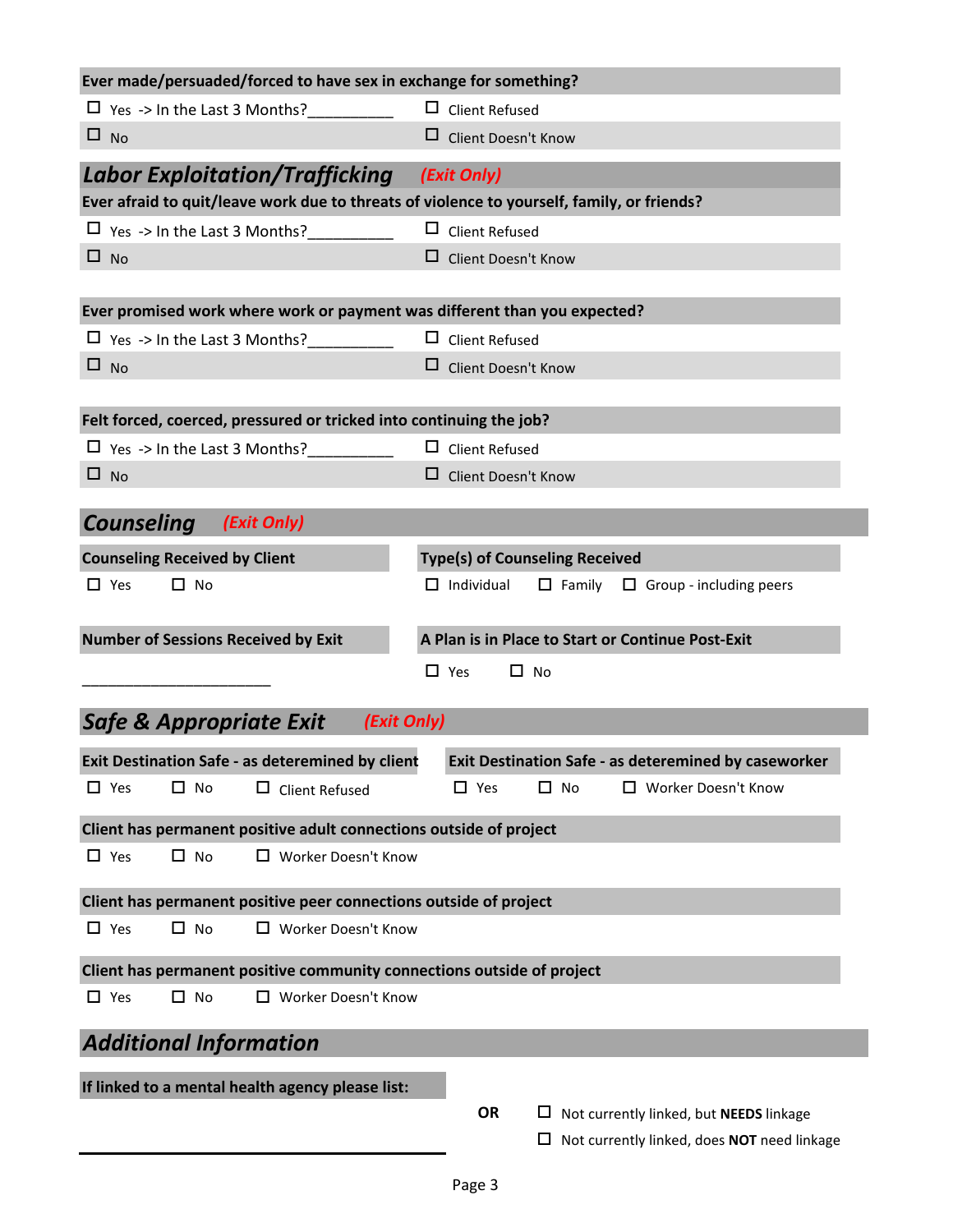**Ever made/persuaded/forced to have sex in exchange for something?**

☐ Yes -> In the Last 3 Months?__________ ☐ Client Refused

☐ No ☐ Client Doesn't Know

## *Labor Exploitation/Trafficking* *(Exit Only)*

**Ever afraid to quit/leave work due to threats of violence to yourself, family, or friends?**

☐ Yes -> In the Last 3 Months?__________ ☐ Client Refused

☐ No ☐ Client Doesn't Know

**Ever promised work where work or payment was different than you expected?**

☐ Yes -> In the Last 3 Months?__________ ☐ Client Refused

☐ No ☐ Client Doesn't Know

**Felt forced, coerced, pressured or tricked into continuing the job?**

☐ Yes -> In the Last 3 Months?__________ ☐ Client Refused

☐ No ☐ Client Doesn't Know

## *Counseling* *(Exit Only)*

**Counseling Received by Client**

☐ Yes ☐ No

**Type(s) of Counseling Received**

☐ Individual ☐ Family ☐ Group - including peers

**Number of Sessions Received by Exit**

______________________

**A Plan is in Place to Start or Continue Post-Exit**

☐ Yes ☐ No

## *Safe & Appropriate Exit* *(Exit Only)*

**Exit Destination Safe - as deteremined by client**

☐ Yes ☐ No ☐ Client Refused

**Exit Destination Safe - as deteremined by caseworker**

☐ Yes ☐ No ☐ Worker Doesn't Know

**Client has permanent positive adult connections outside of project**

☐ Yes ☐ No ☐ Worker Doesn't Know

**Client has permanent positive peer connections outside of project**

☐ Yes ☐ No ☐ Worker Doesn't Know

**Client has permanent positive community connections outside of project**

☐ Yes ☐ No ☐ Worker Doesn't Know

## *Additional Information*

**If linked to a mental health agency please list:**

______________________________

**OR**

☐ Not currently linked, but **NEEDS** linkage

☐ Not currently linked, does **NOT** need linkage